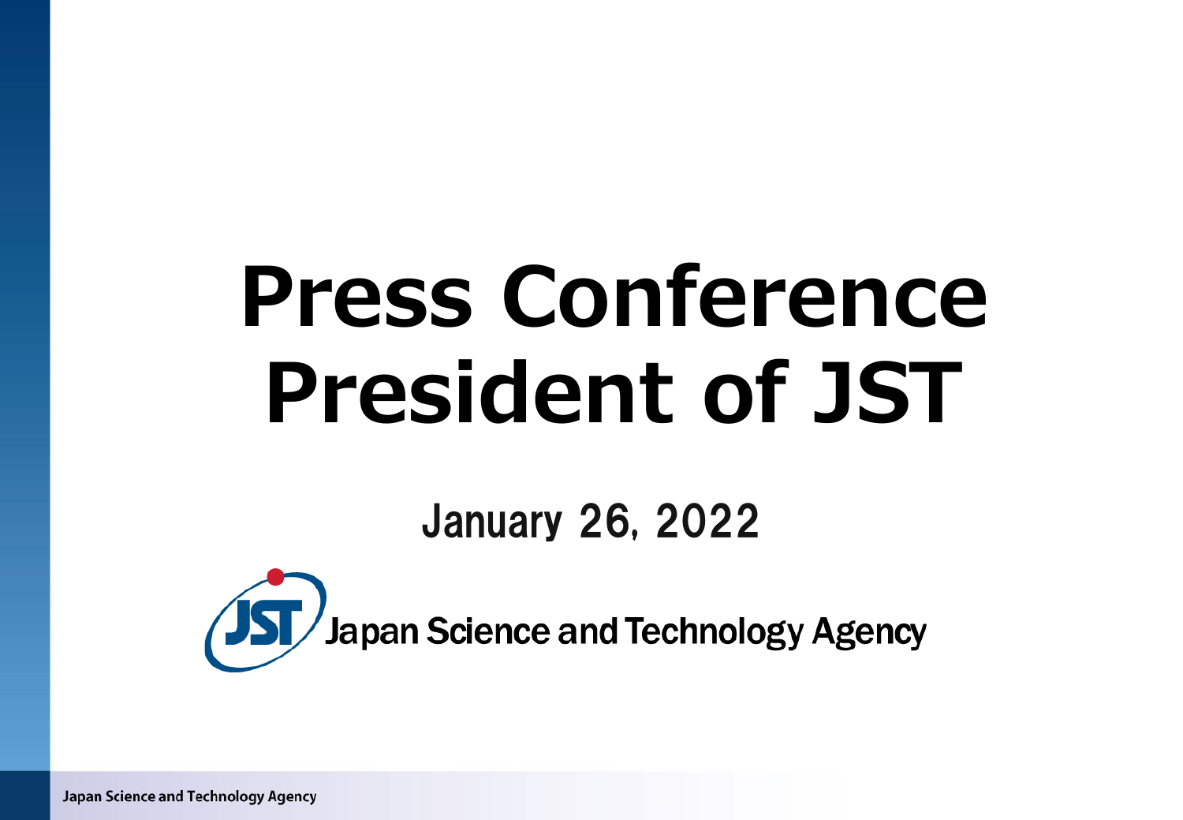# Press Conference
# President of JST

**January 26, 2022**

Japan Science and Technology Agency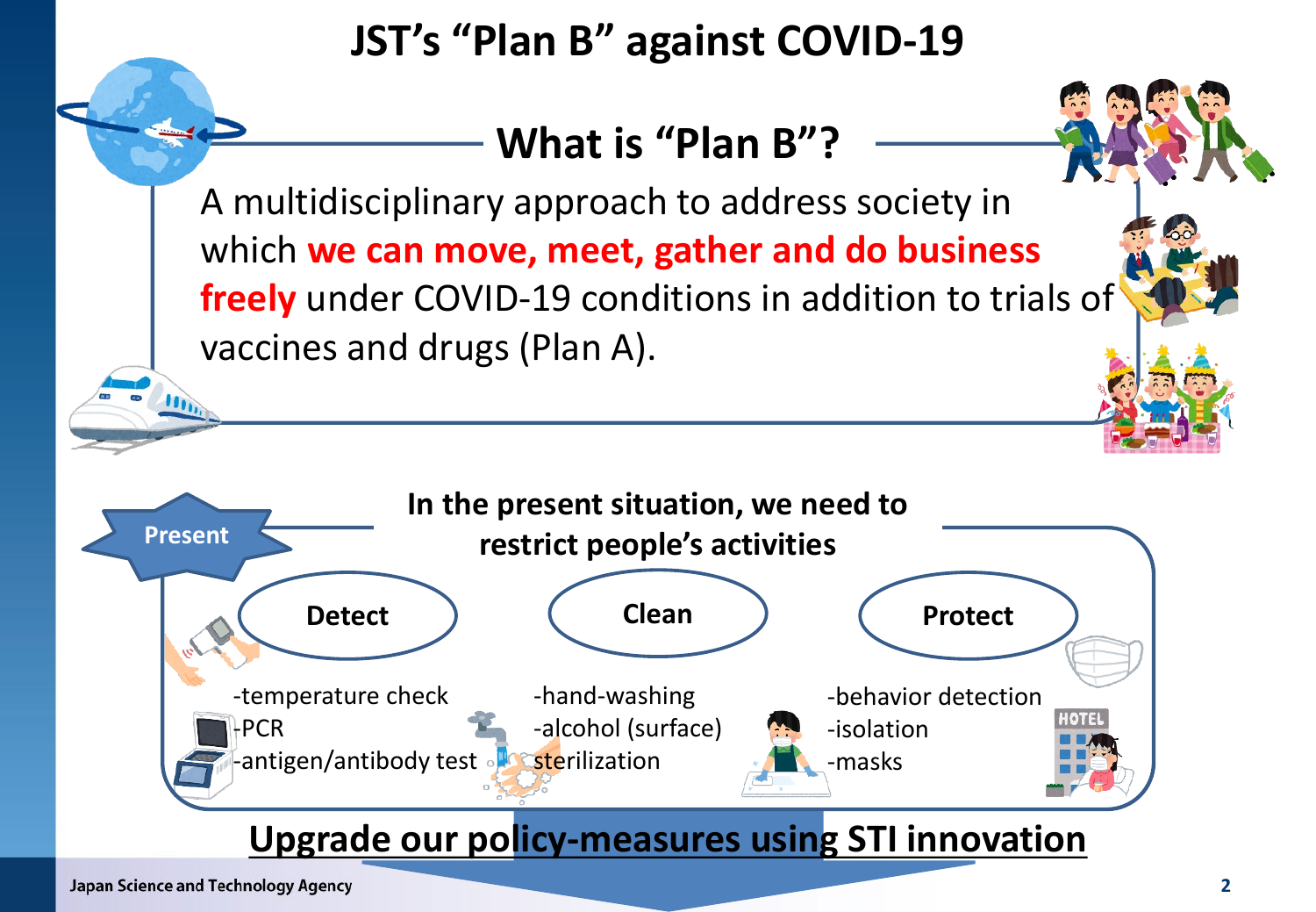# JST's "Plan B" against COVID-19

## What is "Plan B"?

A multidisciplinary approach to address society in which **we can move, meet, gather and do business freely** under COVID-19 conditions in addition to trials of vaccines and drugs (Plan A).

**Present**

**In the present situation, we need to restrict people's activities**

| Detect | Clean | Protect |
| --- | --- | --- |
| -temperature check<br>-PCR<br>-antigen/antibody test | -hand-washing<br>-alcohol (surface)<br>sterilization | -behavior detection<br>-isolation<br>-masks |

**Upgrade our policy-measures using STI innovation**

Japan Science and Technology Agency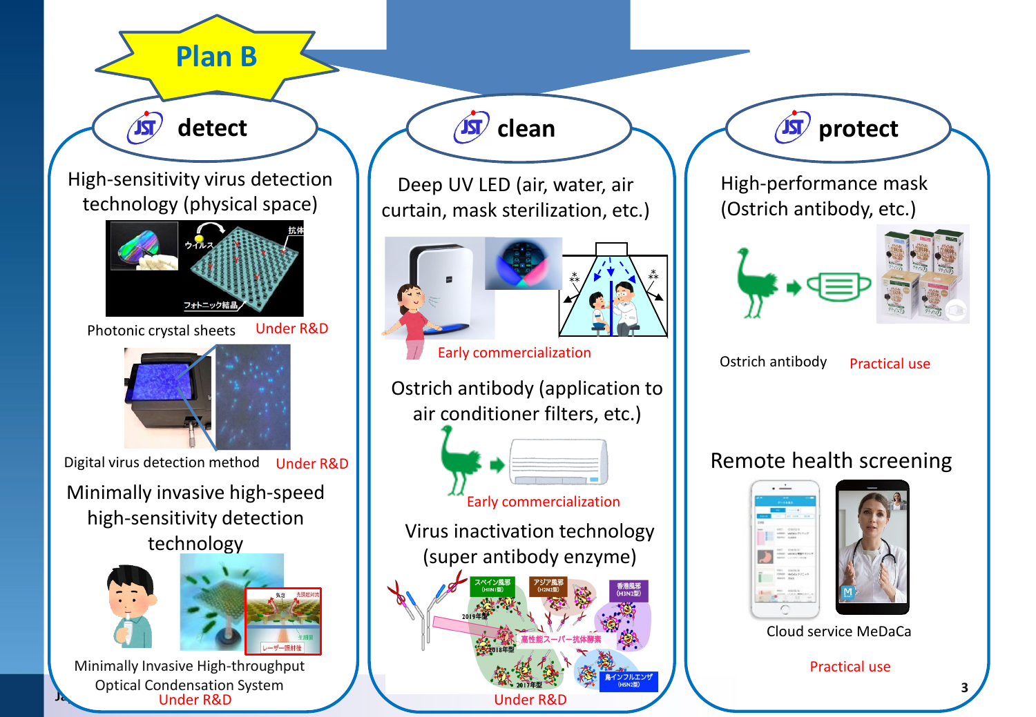# Plan B

## detect

High-sensitivity virus detection technology (physical space)

Photonic crystal sheets — Under R&D

Digital virus detection method — Under R&D

Minimally invasive high-speed high-sensitivity detection technology

Minimally Invasive High-throughput Optical Condensation System — Under R&D

## clean

Deep UV LED (air, water, air curtain, mask sterilization, etc.)

Early commercialization

Ostrich antibody (application to air conditioner filters, etc.)

Early commercialization

Virus inactivation technology (super antibody enzyme)

Under R&D

## protect

High-performance mask (Ostrich antibody, etc.)

Ostrich antibody — Practical use

Remote health screening

Cloud service MeDaCa

Practical use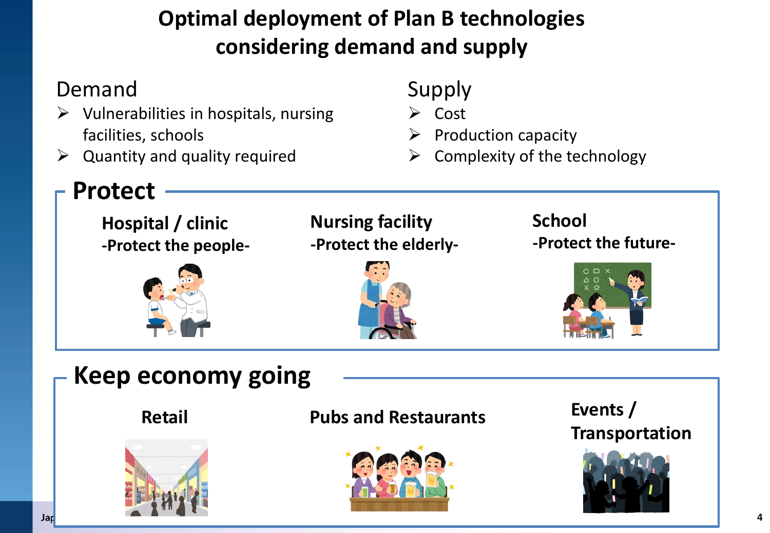# Optimal deployment of Plan B technologies considering demand and supply

## Demand

- Vulnerabilities in hospitals, nursing facilities, schools
- Quantity and quality required

## Supply

- Cost
- Production capacity
- Complexity of the technology

## Protect

**Hospital / clinic**
**-Protect the people-**

**Nursing facility**
**-Protect the elderly-**

**School**
**-Protect the future-**

## Keep economy going

**Retail**

**Pubs and Restaurants**

**Events / Transportation**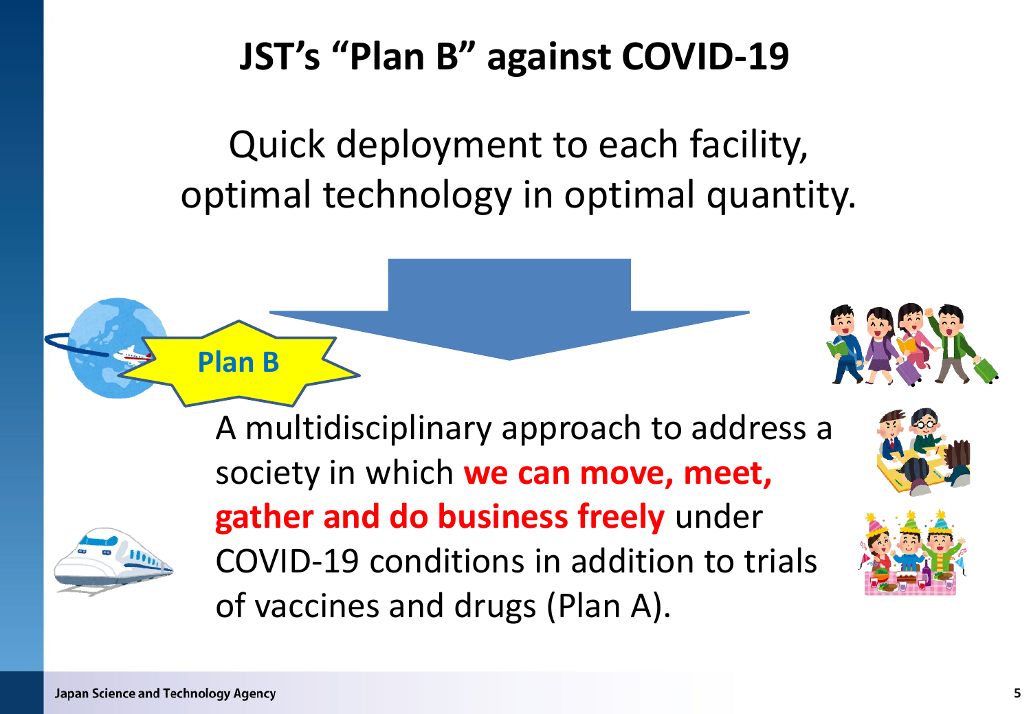# JST's "Plan B" against COVID-19

Quick deployment to each facility,
optimal technology in optimal quantity.

Plan B

A multidisciplinary approach to address a society in which **we can move, meet, gather and do business freely** under COVID-19 conditions in addition to trials of vaccines and drugs (Plan A).